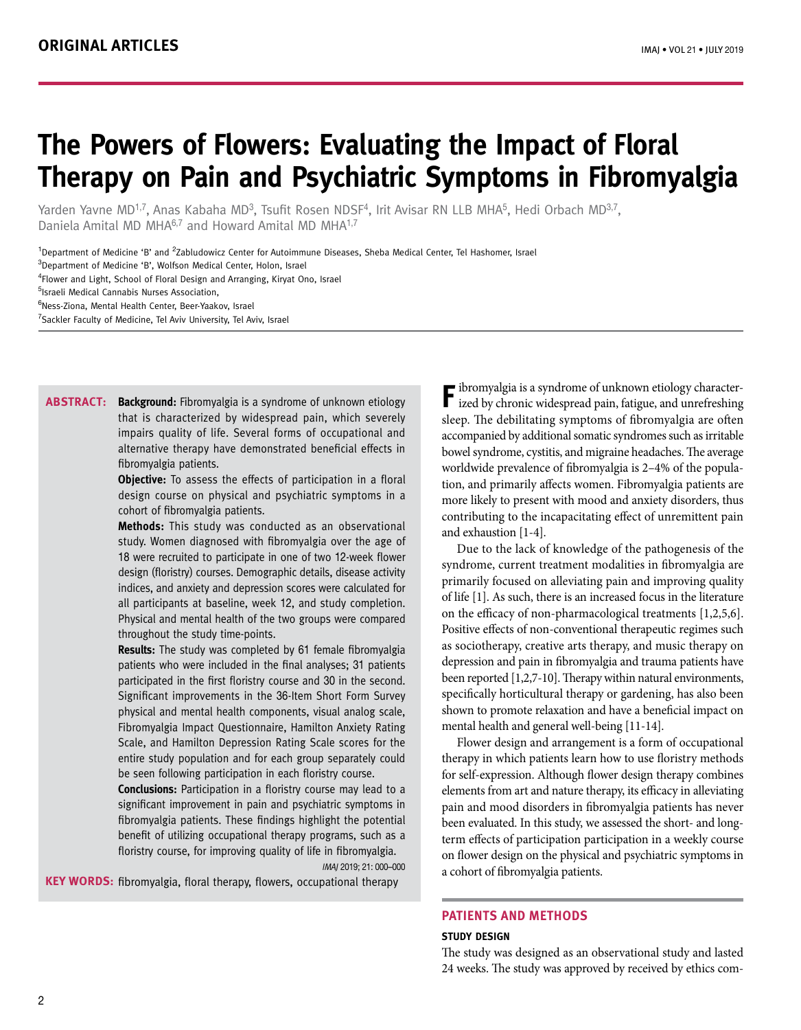ORIGINAL ARTICLES

# The Powers of Flowers: Evaluating the Impact of Floral Therapy on Pain and Psychiatric Symptoms in Fibromyalgia

Yarden Yavne MD[1,7], Anas Kabaha MD[3], Tsufit Rosen NDSF[4], Irit Avisar RN LLB MHA[5], Hedi Orbach MD[3,7], Daniela Amital MD MHA[6,7] and Howard Amital MD MHA[1,7]

[1]Department of Medicine 'B' and [2]Zabludowicz Center for Autoimmune Diseases, Sheba Medical Center, Tel Hashomer, Israel
[3]Department of Medicine 'B', Wolfson Medical Center, Holon, Israel
[4]Flower and Light, School of Floral Design and Arranging, Kiryat Ono, Israel
[5]Israeli Medical Cannabis Nurses Association,
[6]Ness-Ziona, Mental Health Center, Beer-Yaakov, Israel
[7]Sackler Faculty of Medicine, Tel Aviv University, Tel Aviv, Israel

**ABSTRACT:** **Background:** Fibromyalgia is a syndrome of unknown etiology that is characterized by widespread pain, which severely impairs quality of life. Several forms of occupational and alternative therapy have demonstrated beneficial effects in fibromyalgia patients.

**Objective:** To assess the effects of participation in a floral design course on physical and psychiatric symptoms in a cohort of fibromyalgia patients.

**Methods:** This study was conducted as an observational study. Women diagnosed with fibromyalgia over the age of 18 were recruited to participate in one of two 12-week flower design (floristry) courses. Demographic details, disease activity indices, and anxiety and depression scores were calculated for all participants at baseline, week 12, and study completion. Physical and mental health of the two groups were compared throughout the study time-points.

**Results:** The study was completed by 61 female fibromyalgia patients who were included in the final analyses; 31 patients participated in the first floristry course and 30 in the second. Significant improvements in the 36-Item Short Form Survey physical and mental health components, visual analog scale, Fibromyalgia Impact Questionnaire, Hamilton Anxiety Rating Scale, and Hamilton Depression Rating Scale scores for the entire study population and for each group separately could be seen following participation in each floristry course.

**Conclusions:** Participation in a floristry course may lead to a significant improvement in pain and psychiatric symptoms in fibromyalgia patients. These findings highlight the potential benefit of utilizing occupational therapy programs, such as a floristry course, for improving quality of life in fibromyalgia.

*IMAJ* 2019; 21: 000–000

**KEY WORDS:** fibromyalgia, floral therapy, flowers, occupational therapy

Fibromyalgia is a syndrome of unknown etiology characterized by chronic widespread pain, fatigue, and unrefreshing sleep. The debilitating symptoms of fibromyalgia are often accompanied by additional somatic syndromes such as irritable bowel syndrome, cystitis, and migraine headaches. The average worldwide prevalence of fibromyalgia is 2–4% of the population, and primarily affects women. Fibromyalgia patients are more likely to present with mood and anxiety disorders, thus contributing to the incapacitating effect of unremittent pain and exhaustion [1-4].

Due to the lack of knowledge of the pathogenesis of the syndrome, current treatment modalities in fibromyalgia are primarily focused on alleviating pain and improving quality of life [1]. As such, there is an increased focus in the literature on the efficacy of non-pharmacological treatments [1,2,5,6]. Positive effects of non-conventional therapeutic regimes such as sociotherapy, creative arts therapy, and music therapy on depression and pain in fibromyalgia and trauma patients have been reported [1,2,7-10]. Therapy within natural environments, specifically horticultural therapy or gardening, has also been shown to promote relaxation and have a beneficial impact on mental health and general well-being [11-14].

Flower design and arrangement is a form of occupational therapy in which patients learn how to use floristry methods for self-expression. Although flower design therapy combines elements from art and nature therapy, its efficacy in alleviating pain and mood disorders in fibromyalgia patients has never been evaluated. In this study, we assessed the short- and long-term effects of participation participation in a weekly course on flower design on the physical and psychiatric symptoms in a cohort of fibromyalgia patients.

## PATIENTS AND METHODS

### STUDY DESIGN

The study was designed as an observational study and lasted 24 weeks. The study was approved by received by ethics com-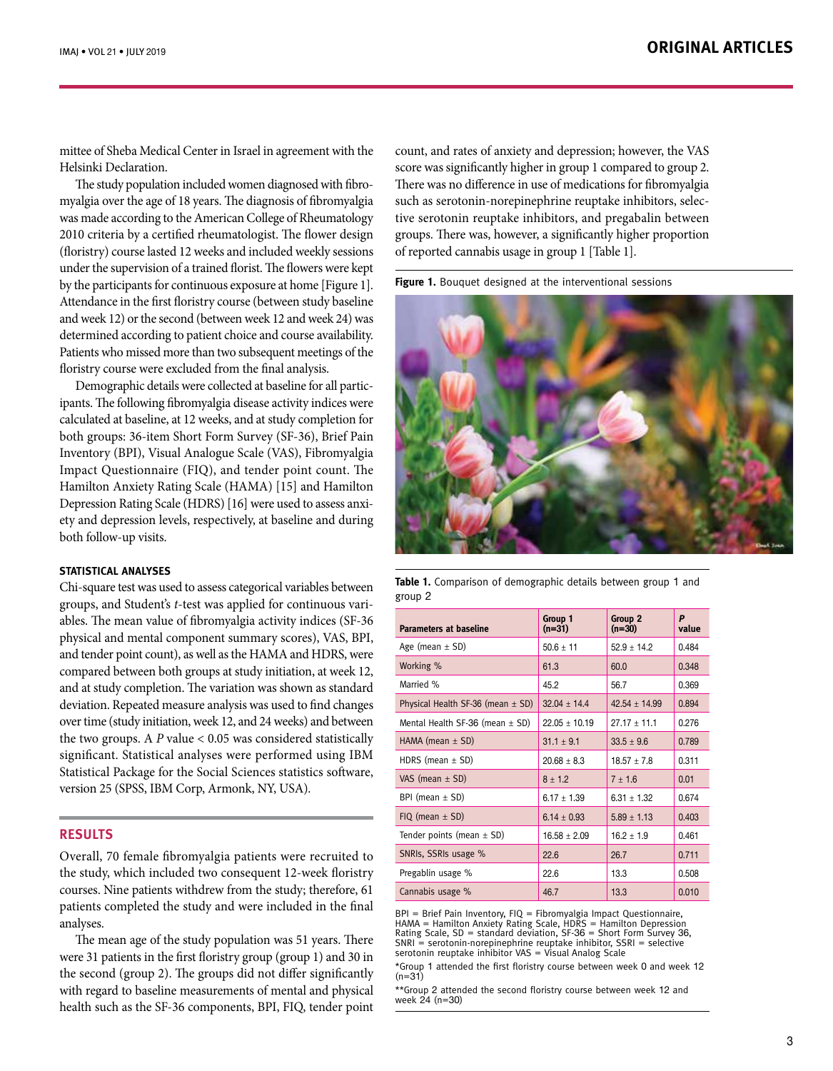mittee of Sheba Medical Center in Israel in agreement with the Helsinki Declaration.

The study population included women diagnosed with fibromyalgia over the age of 18 years. The diagnosis of fibromyalgia was made according to the American College of Rheumatology 2010 criteria by a certified rheumatologist. The flower design (floristry) course lasted 12 weeks and included weekly sessions under the supervision of a trained florist. The flowers were kept by the participants for continuous exposure at home [Figure 1]. Attendance in the first floristry course (between study baseline and week 12) or the second (between week 12 and week 24) was determined according to patient choice and course availability. Patients who missed more than two subsequent meetings of the floristry course were excluded from the final analysis.

Demographic details were collected at baseline for all participants. The following fibromyalgia disease activity indices were calculated at baseline, at 12 weeks, and at study completion for both groups: 36-item Short Form Survey (SF-36), Brief Pain Inventory (BPI), Visual Analogue Scale (VAS), Fibromyalgia Impact Questionnaire (FIQ), and tender point count. The Hamilton Anxiety Rating Scale (HAMA) [15] and Hamilton Depression Rating Scale (HDRS) [16] were used to assess anxiety and depression levels, respectively, at baseline and during both follow-up visits.

### STATISTICAL ANALYSES

Chi-square test was used to assess categorical variables between groups, and Student's *t*-test was applied for continuous variables. The mean value of fibromyalgia activity indices (SF-36 physical and mental component summary scores), VAS, BPI, and tender point count), as well as the HAMA and HDRS, were compared between both groups at study initiation, at week 12, and at study completion. The variation was shown as standard deviation. Repeated measure analysis was used to find changes over time (study initiation, week 12, and 24 weeks) and between the two groups. A *P* value < 0.05 was considered statistically significant. Statistical analyses were performed using IBM Statistical Package for the Social Sciences statistics software, version 25 (SPSS, IBM Corp, Armonk, NY, USA).

## RESULTS

Overall, 70 female fibromyalgia patients were recruited to the study, which included two consequent 12-week floristry courses. Nine patients withdrew from the study; therefore, 61 patients completed the study and were included in the final analyses.

The mean age of the study population was 51 years. There were 31 patients in the first floristry group (group 1) and 30 in the second (group 2). The groups did not differ significantly with regard to baseline measurements of mental and physical health such as the SF-36 components, BPI, FIQ, tender point count, and rates of anxiety and depression; however, the VAS score was significantly higher in group 1 compared to group 2. There was no difference in use of medications for fibromyalgia such as serotonin-norepinephrine reuptake inhibitors, selective serotonin reuptake inhibitors, and pregabalin between groups. There was, however, a significantly higher proportion of reported cannabis usage in group 1 [Table 1].

**Figure 1.** Bouquet designed at the interventional sessions

**Table 1.** Comparison of demographic details between group 1 and group 2

| Parameters at baseline | Group 1 (n=31) | Group 2 (n=30) | *P* value |
|---|---|---|---|
| Age (mean ± SD) | 50.6 ± 11 | 52.9 ± 14.2 | 0.484 |
| Working % | 61.3 | 60.0 | 0.348 |
| Married % | 45.2 | 56.7 | 0.369 |
| Physical Health SF-36 (mean ± SD) | 32.04 ± 14.4 | 42.54 ± 14.99 | 0.894 |
| Mental Health SF-36 (mean ± SD) | 22.05 ± 10.19 | 27.17 ± 11.1 | 0.276 |
| HAMA (mean ± SD) | 31.1 ± 9.1 | 33.5 ± 9.6 | 0.789 |
| HDRS (mean ± SD) | 20.68 ± 8.3 | 18.57 ± 7.8 | 0.311 |
| VAS (mean ± SD) | 8 ± 1.2 | 7 ± 1.6 | 0.01 |
| BPI (mean ± SD) | 6.17 ± 1.39 | 6.31 ± 1.32 | 0.674 |
| FIQ (mean ± SD) | 6.14 ± 0.93 | 5.89 ± 1.13 | 0.403 |
| Tender points (mean ± SD) | 16.58 ± 2.09 | 16.2 ± 1.9 | 0.461 |
| SNRIs, SSRIs usage % | 22.6 | 26.7 | 0.711 |
| Pregablin usage % | 22.6 | 13.3 | 0.508 |
| Cannabis usage % | 46.7 | 13.3 | 0.010 |

BPI = Brief Pain Inventory, FIQ = Fibromyalgia Impact Questionnaire, HAMA = Hamilton Anxiety Rating Scale, HDRS = Hamilton Depression Rating Scale, SD = standard deviation, SF-36 = Short Form Survey 36, SNRI = serotonin-norepinephrine reuptake inhibitor, SSRI = selective serotonin reuptake inhibitor VAS = Visual Analog Scale

*Group 1 attended the first floristry course between week 0 and week 12 (n=31)

**Group 2 attended the second floristry course between week 12 and week 24 (n=30)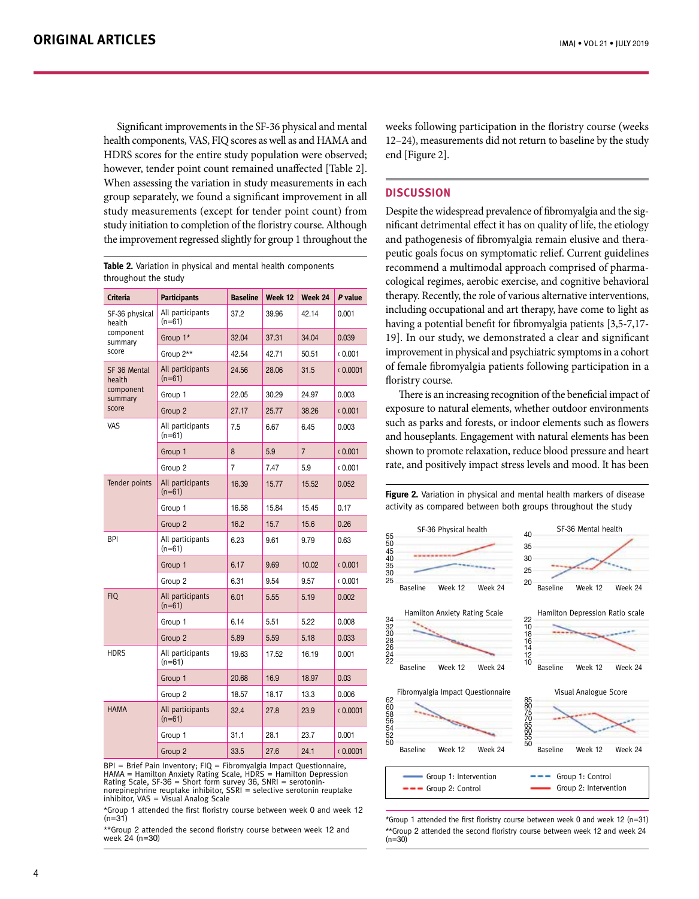Significant improvements in the SF-36 physical and mental health components, VAS, FIQ scores as well as and HAMA and HDRS scores for the entire study population were observed; however, tender point count remained unaffected [Table 2]. When assessing the variation in study measurements in each group separately, we found a significant improvement in all study measurements (except for tender point count) from study initiation to completion of the floristry course. Although the improvement regressed slightly for group 1 throughout the weeks following participation in the floristry course (weeks 12–24), measurements did not return to baseline by the study end [Figure 2].

**Table 2.** Variation in physical and mental health components throughout the study

| Criteria | Participants | Baseline | Week 12 | Week 24 | *P* value |
|---|---|---|---|---|---|
| SF-36 physical health component summary score | All participants (n=61) | 37.2 | 39.96 | 42.14 | 0.001 |
| | Group 1* | 32.04 | 37.31 | 34.04 | 0.039 |
| | Group 2** | 42.54 | 42.71 | 50.51 | < 0.001 |
| SF 36 Mental health component summary score | All participants (n=61) | 24.56 | 28.06 | 31.5 | < 0.0001 |
| | Group 1 | 22.05 | 30.29 | 24.97 | 0.003 |
| | Group 2 | 27.17 | 25.77 | 38.26 | < 0.001 |
| VAS | All participants (n=61) | 7.5 | 6.67 | 6.45 | 0.003 |
| | Group 1 | 8 | 5.9 | 7 | < 0.001 |
| | Group 2 | 7 | 7.47 | 5.9 | < 0.001 |
| Tender points | All participants (n=61) | 16.39 | 15.77 | 15.52 | 0.052 |
| | Group 1 | 16.58 | 15.84 | 15.45 | 0.17 |
| | Group 2 | 16.2 | 15.7 | 15.6 | 0.26 |
| BPI | All participants (n=61) | 6.23 | 9.61 | 9.79 | 0.63 |
| | Group 1 | 6.17 | 9.69 | 10.02 | < 0.001 |
| | Group 2 | 6.31 | 9.54 | 9.57 | < 0.001 |
| FIQ | All participants (n=61) | 6.01 | 5.55 | 5.19 | 0.002 |
| | Group 1 | 6.14 | 5.51 | 5.22 | 0.008 |
| | Group 2 | 5.89 | 5.59 | 5.18 | 0.033 |
| HDRS | All participants (n=61) | 19.63 | 17.52 | 16.19 | 0.001 |
| | Group 1 | 20.68 | 16.9 | 18.97 | 0.03 |
| | Group 2 | 18.57 | 18.17 | 13.3 | 0.006 |
| HAMA | All participants (n=61) | 32.4 | 27.8 | 23.9 | < 0.0001 |
| | Group 1 | 31.1 | 28.1 | 23.7 | 0.001 |
| | Group 2 | 33.5 | 27.6 | 24.1 | < 0.0001 |

BPI = Brief Pain Inventory; FIQ = Fibromyalgia Impact Questionnaire, HAMA = Hamilton Anxiety Rating Scale, HDRS = Hamilton Depression Rating Scale, SF-36 = Short form survey 36, SNRI = serotonin-norepinephrine reuptake inhibitor, SSRI = selective serotonin reuptake inhibitor, VAS = Visual Analog Scale

*Group 1 attended the first floristry course between week 0 and week 12 (n=31)

**Group 2 attended the second floristry course between week 12 and week 24 (n=30)

## DISCUSSION

Despite the widespread prevalence of fibromyalgia and the significant detrimental effect it has on quality of life, the etiology and pathogenesis of fibromyalgia remain elusive and therapeutic goals focus on symptomatic relief. Current guidelines recommend a multimodal approach comprised of pharmacological regimes, aerobic exercise, and cognitive behavioral therapy. Recently, the role of various alternative interventions, including occupational and art therapy, have come to light as having a potential benefit for fibromyalgia patients [3,5-7,17-19]. In our study, we demonstrated a clear and significant improvement in physical and psychiatric symptoms in a cohort of female fibromyalgia patients following participation in a floristry course.

There is an increasing recognition of the beneficial impact of exposure to natural elements, whether outdoor environments such as parks and forests, or indoor elements such as flowers and houseplants. Engagement with natural elements has been shown to promote relaxation, reduce blood pressure and heart rate, and positively impact stress levels and mood. It has been

**Figure 2.** Variation in physical and mental health markers of disease activity as compared between both groups throughout the study

*Group 1 attended the first floristry course between week 0 and week 12 (n=31)

**Group 2 attended the second floristry course between week 12 and week 24 (n=30)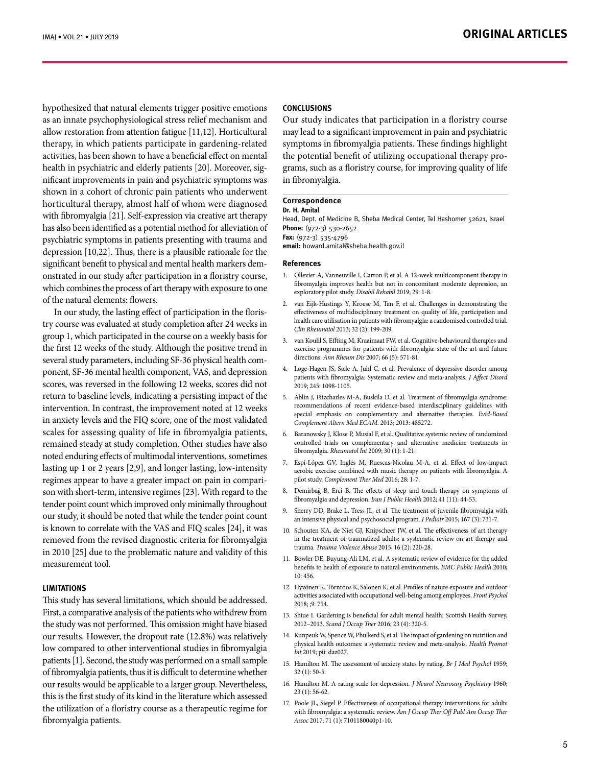hypothesized that natural elements trigger positive emotions as an innate psychophysiological stress relief mechanism and allow restoration from attention fatigue [11,12]. Horticultural therapy, in which patients participate in gardening-related activities, has been shown to have a beneficial effect on mental health in psychiatric and elderly patients [20]. Moreover, significant improvements in pain and psychiatric symptoms was shown in a cohort of chronic pain patients who underwent horticultural therapy, almost half of whom were diagnosed with fibromyalgia [21]. Self-expression via creative art therapy has also been identified as a potential method for alleviation of psychiatric symptoms in patients presenting with trauma and depression [10,22]. Thus, there is a plausible rationale for the significant benefit to physical and mental health markers demonstrated in our study after participation in a floristry course, which combines the process of art therapy with exposure to one of the natural elements: flowers.

In our study, the lasting effect of participation in the floristry course was evaluated at study completion after 24 weeks in group 1, which participated in the course on a weekly basis for the first 12 weeks of the study. Although the positive trend in several study parameters, including SF-36 physical health component, SF-36 mental health component, VAS, and depression scores, was reversed in the following 12 weeks, scores did not return to baseline levels, indicating a persisting impact of the intervention. In contrast, the improvement noted at 12 weeks in anxiety levels and the FIQ score, one of the most validated scales for assessing quality of life in fibromyalgia patients, remained steady at study completion. Other studies have also noted enduring effects of multimodal interventions, sometimes lasting up 1 or 2 years [2,9], and longer lasting, low-intensity regimes appear to have a greater impact on pain in comparison with short-term, intensive regimes [23]. With regard to the tender point count which improved only minimally throughout our study, it should be noted that while the tender point count is known to correlate with the VAS and FIQ scales [24], it was removed from the revised diagnostic criteria for fibromyalgia in 2010 [25] due to the problematic nature and validity of this measurement tool.

## LIMITATIONS

This study has several limitations, which should be addressed. First, a comparative analysis of the patients who withdrew from the study was not performed. This omission might have biased our results. However, the dropout rate (12.8%) was relatively low compared to other interventional studies in fibromyalgia patients [1]. Second, the study was performed on a small sample of fibromyalgia patients, thus it is difficult to determine whether our results would be applicable to a larger group. Nevertheless, this is the first study of its kind in the literature which assessed the utilization of a floristry course as a therapeutic regime for fibromyalgia patients.

## CONCLUSIONS

Our study indicates that participation in a floristry course may lead to a significant improvement in pain and psychiatric symptoms in fibromyalgia patients. These findings highlight the potential benefit of utilizing occupational therapy programs, such as a floristry course, for improving quality of life in fibromyalgia.

### Correspondence

**Dr. H. Amital**
Head, Dept. of Medicine B, Sheba Medical Center, Tel Hashomer 52621, Israel
**Phone:** (972-3) 530-2652
**Fax:** (972-3) 535-4796
**email:** howard.amital@sheba.health.gov.il

### References

1. Ollevier A, Vanneuville I, Carron P, et al. A 12-week multicomponent therapy in fibromyalgia improves health but not in concomitant moderate depression, an exploratory pilot study. *Disabil Rehabil* 2019; 29: 1-8.
2. van Eijk-Hustings Y, Kroese M, Tan F, et al. Challenges in demonstrating the effectiveness of multidisciplinary treatment on quality of life, participation and health care utilisation in patients with fibromyalgia: a randomised controlled trial. *Clin Rheumatol* 2013; 32 (2): 199-209.
3. van Koulil S, Effting M, Kraaimaat FW, et al. Cognitive-behavioural therapies and exercise programmes for patients with fibromyalgia: state of the art and future directions. *Ann Rheum Dis* 2007; 66 (5): 571-81.
4. Løge-Hagen JS, Sæle A, Juhl C, et al. Prevalence of depressive disorder among patients with fibromyalgia: Systematic review and meta-analysis. *J Affect Disord* 2019; 245: 1098-1105.
5. Ablin J, Fitzcharles M-A, Buskila D, et al. Treatment of fibromyalgia syndrome: recommendations of recent evidence-based interdisciplinary guidelines with special emphasis on complementary and alternative therapies. *Evid-Based Complement Altern Med ECAM.* 2013; 2013: 485272.
6. Baranowsky J, Klose P, Musial F, et al. Qualitative systemic review of randomized controlled trials on complementary and alternative medicine treatments in fibromyalgia. *Rheumatol Int* 2009; 30 (1): 1-21.
7. Espí-López GV, Inglés M, Ruescas-Nicolau M-A, et al. Effect of low-impact aerobic exercise combined with music therapy on patients with fibromyalgia. A pilot study. *Complement Ther Med* 2016; 28: 1-7.
8. Demirbağ B, Erci B. The effects of sleep and touch therapy on symptoms of fibromyalgia and depression. *Iran J Public Health* 2012; 41 (11): 44-53.
9. Sherry DD, Brake L, Tress JL, et al. The treatment of juvenile fibromyalgia with an intensive physical and psychosocial program. *J Pediatr* 2015; 167 (3): 731-7.
10. Schouten KA, de Niet GJ, Knipscheer JW, et al. The effectiveness of art therapy in the treatment of traumatized adults: a systematic review on art therapy and trauma. *Trauma Violence Abuse* 2015; 16 (2): 220-28.
11. Bowler DE, Buyung-Ali LM, et al. A systematic review of evidence for the added benefits to health of exposure to natural environments. *BMC Public Health* 2010; 10: 456.
12. Hyvönen K, Törnroos K, Salonen K, et al. Profiles of nature exposure and outdoor activities associated with occupational well-being among employees. *Front Psychol* 2018; ;9: 754.
13. Shiue I. Gardening is beneficial for adult mental health: Scottish Health Survey, 2012–2013. *Scand J Occup Ther* 2016; 23 (4): 320-5.
14. Kunpeuk W, Spence W, Phulkerd S, et al. The impact of gardening on nutrition and physical health outcomes: a systematic review and meta-analysis. *Health Promot Int* 2019; pii: daz027.
15. Hamilton M. The assessment of anxiety states by rating. *Br J Med Psychol* 1959; 32 (1): 50-5.
16. Hamilton M. A rating scale for depression. *J Neurol Neurosurg Psychiatry* 1960; 23 (1): 56-62.
17. Poole JL, Siegel P. Effectiveness of occupational therapy interventions for adults with fibromyalgia: a systematic review. *Am J Occup Ther Off Publ Am Occup Ther Assoc* 2017; 71 (1): 7101180040p1-10.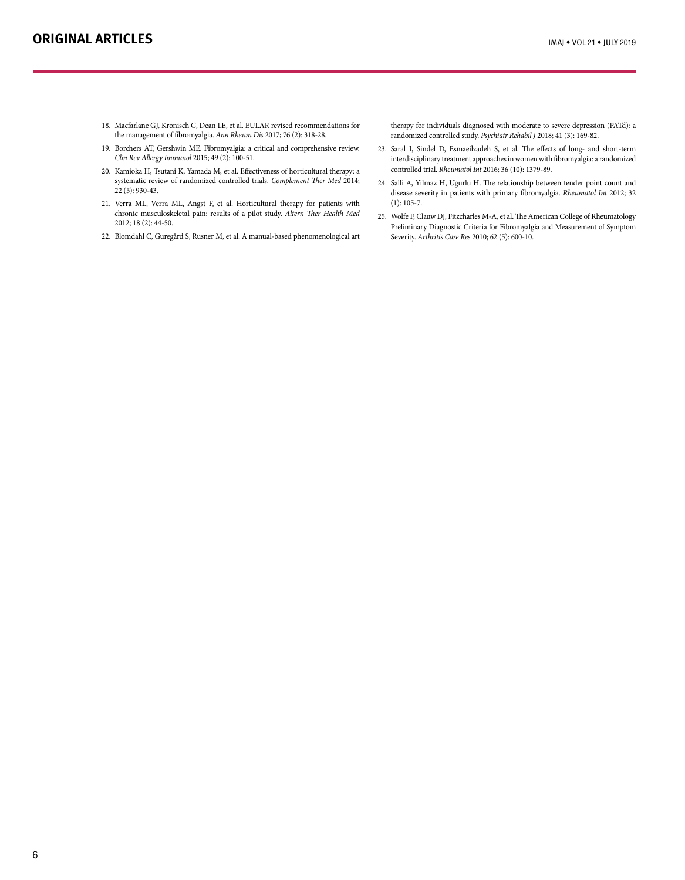18. Macfarlane GJ, Kronisch C, Dean LE, et al. EULAR revised recommendations for the management of fibromyalgia. *Ann Rheum Dis* 2017; 76 (2): 318-28.
19. Borchers AT, Gershwin ME. Fibromyalgia: a critical and comprehensive review. *Clin Rev Allergy Immunol* 2015; 49 (2): 100-51.
20. Kamioka H, Tsutani K, Yamada M, et al. Effectiveness of horticultural therapy: a systematic review of randomized controlled trials. *Complement Ther Med* 2014; 22 (5): 930-43.
21. Verra ML, Verra ML, Angst F, et al. Horticultural therapy for patients with chronic musculoskeletal pain: results of a pilot study. *Altern Ther Health Med* 2012; 18 (2): 44-50.
22. Blomdahl C, Guregård S, Rusner M, et al. A manual-based phenomenological art therapy for individuals diagnosed with moderate to severe depression (PATd): a randomized controlled study. *Psychiatr Rehabil J* 2018; 41 (3): 169-82.
23. Saral I, Sindel D, Esmaeilzadeh S, et al. The effects of long- and short-term interdisciplinary treatment approaches in women with fibromyalgia: a randomized controlled trial. *Rheumatol Int* 2016; 36 (10): 1379-89.
24. Salli A, Yilmaz H, Ugurlu H. The relationship between tender point count and disease severity in patients with primary fibromyalgia. *Rheumatol Int* 2012; 32 (1): 105-7.
25. Wolfe F, Clauw DJ, Fitzcharles M-A, et al. The American College of Rheumatology Preliminary Diagnostic Criteria for Fibromyalgia and Measurement of Symptom Severity. *Arthritis Care Res* 2010; 62 (5): 600-10.